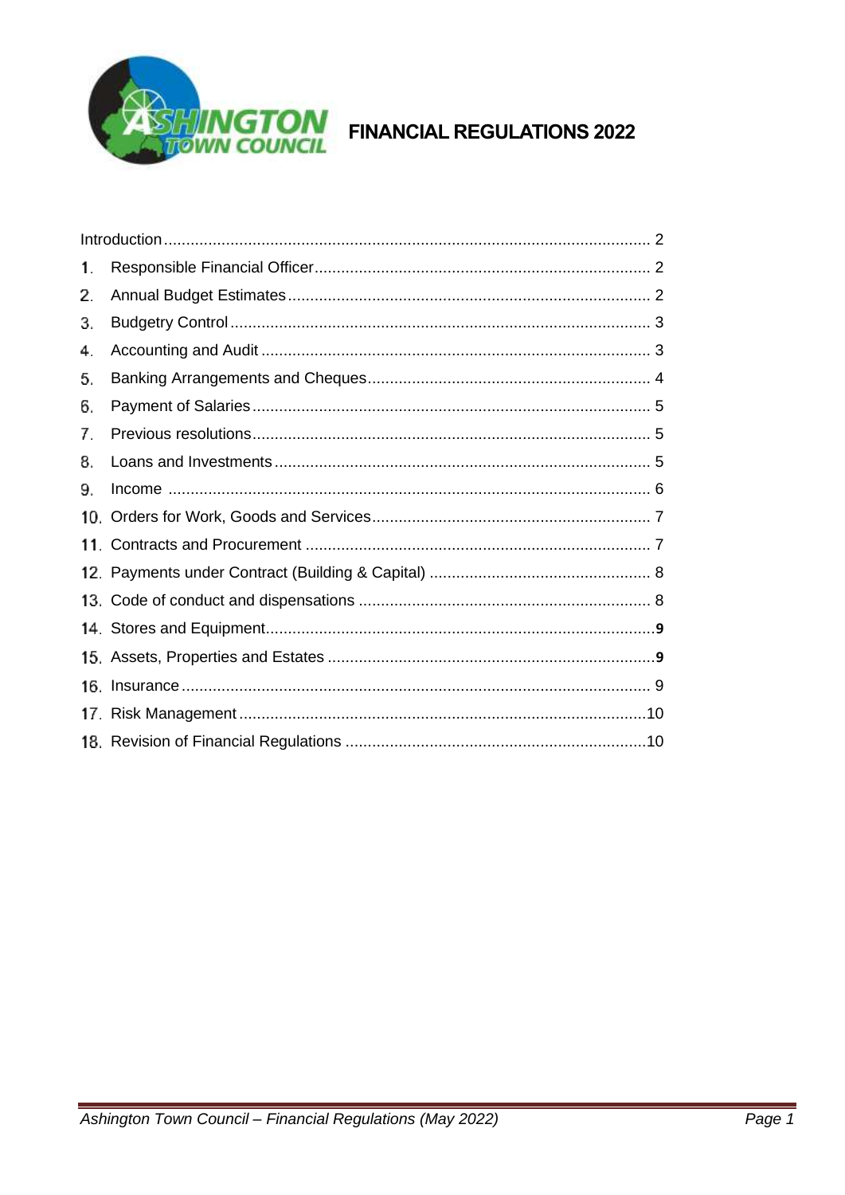# FINANCIAL REGULATIONS 2022

Introduction ........................................................................................................ 2

1. Responsible Financial Officer ....................................................................... 2
2. Annual Budget Estimates ............................................................................. 2
3. Budgetry Control .......................................................................................... 3
4. Accounting and Audit ................................................................................... 3
5. Banking Arrangements and Cheques ........................................................... 4
6. Payment of Salaries ..................................................................................... 5
7. Previous resolutions ..................................................................................... 5
8. Loans and Investments ................................................................................ 5
9. Income ......................................................................................................... 6
10. Orders for Work, Goods and Services .......................................................... 7
11. Contracts and Procurement .......................................................................... 7
12. Payments under Contract (Building & Capital) ............................................. 8
13. Code of conduct and dispensations ............................................................. 8
14. Stores and Equipment .................................................................................. 9
15. Assets, Properties and Estates .................................................................... 9
16. Insurance ..................................................................................................... 9
17. Risk Management ....................................................................................... 10
18. Revision of Financial Regulations ............................................................... 10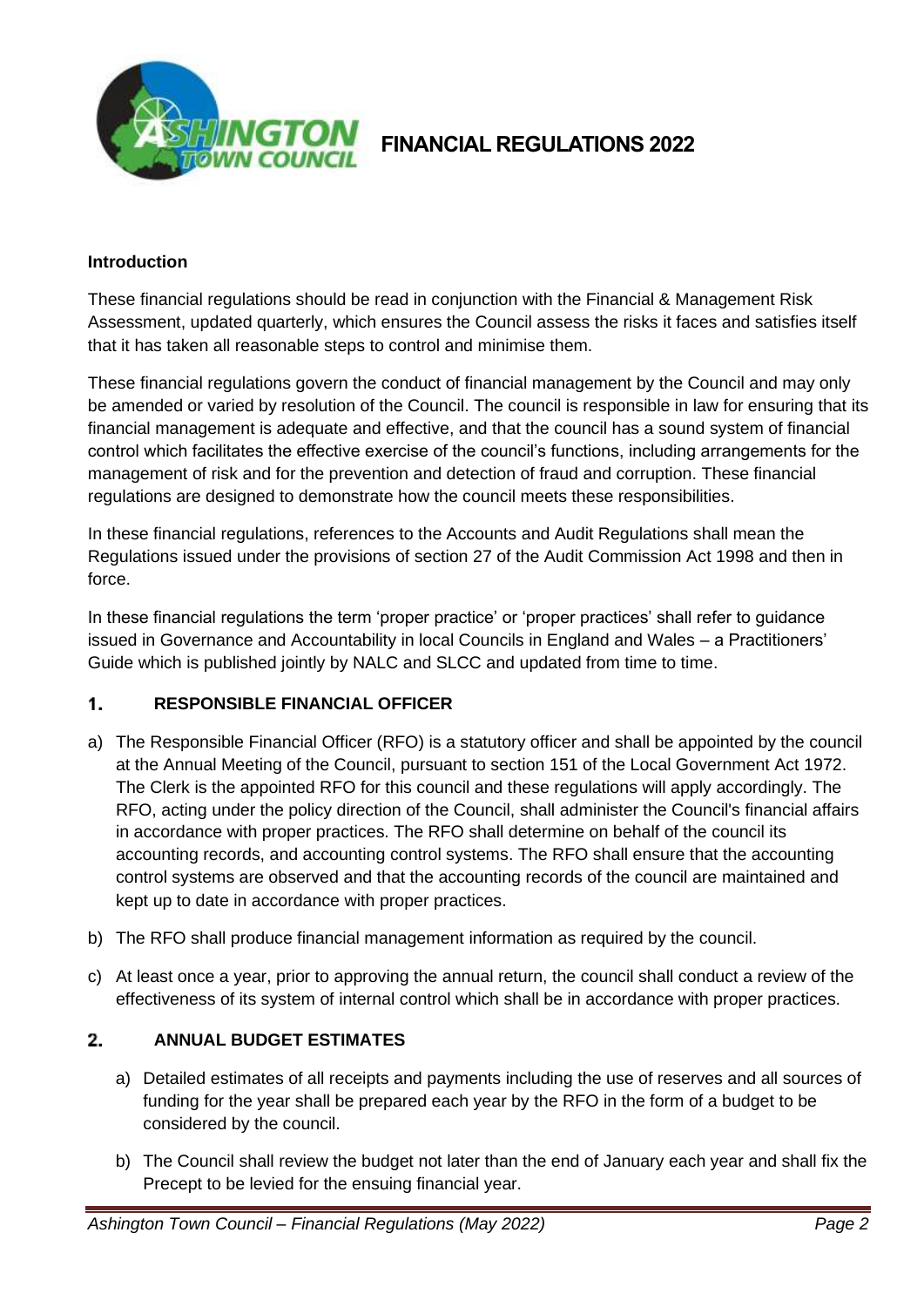# FINANCIAL REGULATIONS 2022

**Introduction**

These financial regulations should be read in conjunction with the Financial & Management Risk Assessment, updated quarterly, which ensures the Council assess the risks it faces and satisfies itself that it has taken all reasonable steps to control and minimise them.

These financial regulations govern the conduct of financial management by the Council and may only be amended or varied by resolution of the Council. The council is responsible in law for ensuring that its financial management is adequate and effective, and that the council has a sound system of financial control which facilitates the effective exercise of the council's functions, including arrangements for the management of risk and for the prevention and detection of fraud and corruption. These financial regulations are designed to demonstrate how the council meets these responsibilities.

In these financial regulations, references to the Accounts and Audit Regulations shall mean the Regulations issued under the provisions of section 27 of the Audit Commission Act 1998 and then in force.

In these financial regulations the term 'proper practice' or 'proper practices' shall refer to guidance issued in Governance and Accountability in local Councils in England and Wales – a Practitioners' Guide which is published jointly by NALC and SLCC and updated from time to time.

## 1. RESPONSIBLE FINANCIAL OFFICER

a) The Responsible Financial Officer (RFO) is a statutory officer and shall be appointed by the council at the Annual Meeting of the Council, pursuant to section 151 of the Local Government Act 1972. The Clerk is the appointed RFO for this council and these regulations will apply accordingly. The RFO, acting under the policy direction of the Council, shall administer the Council's financial affairs in accordance with proper practices. The RFO shall determine on behalf of the council its accounting records, and accounting control systems. The RFO shall ensure that the accounting control systems are observed and that the accounting records of the council are maintained and kept up to date in accordance with proper practices.

b) The RFO shall produce financial management information as required by the council.

c) At least once a year, prior to approving the annual return, the council shall conduct a review of the effectiveness of its system of internal control which shall be in accordance with proper practices.

## 2. ANNUAL BUDGET ESTIMATES

a) Detailed estimates of all receipts and payments including the use of reserves and all sources of funding for the year shall be prepared each year by the RFO in the form of a budget to be considered by the council.

b) The Council shall review the budget not later than the end of January each year and shall fix the Precept to be levied for the ensuing financial year.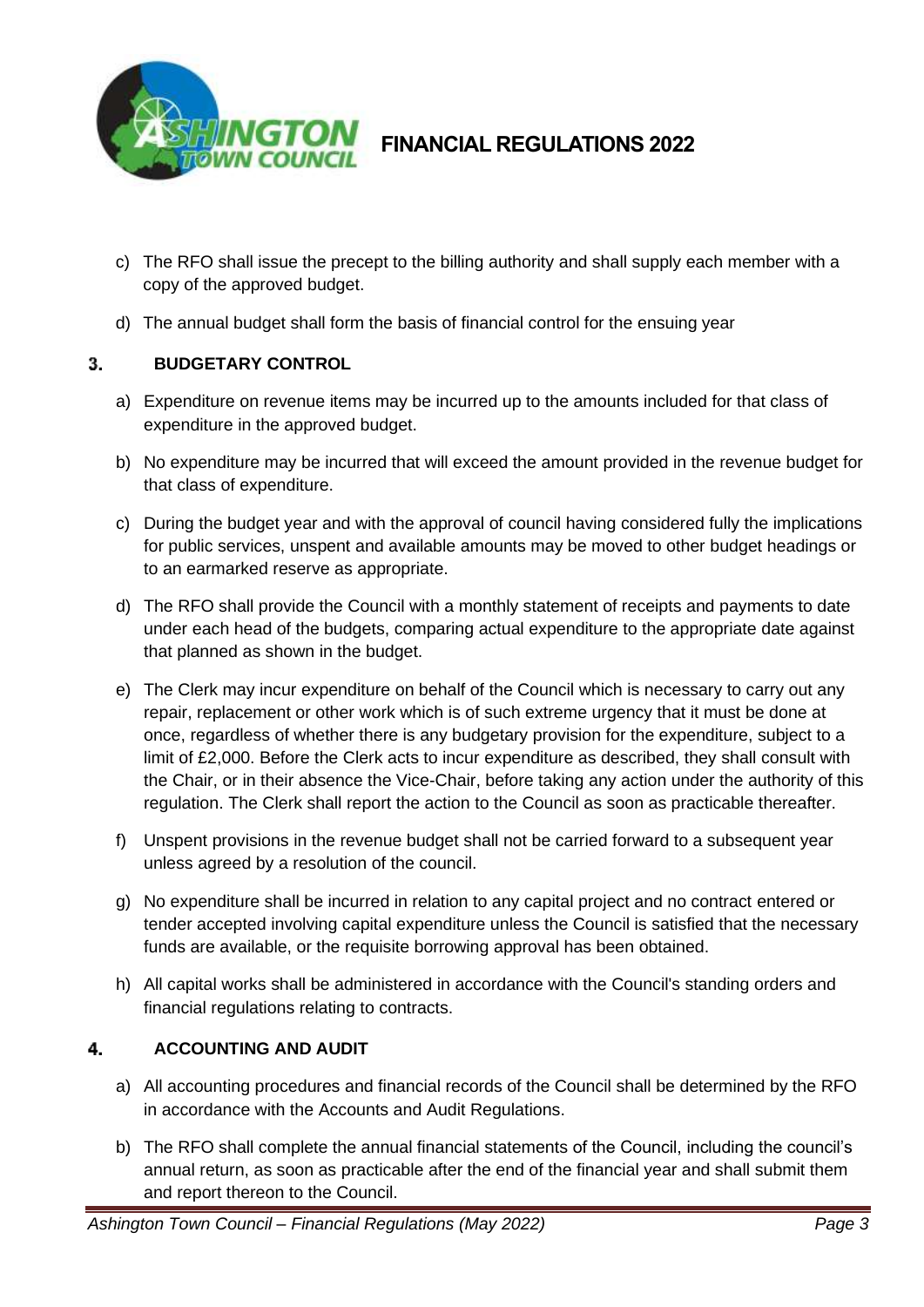c) The RFO shall issue the precept to the billing authority and shall supply each member with a copy of the approved budget.

d) The annual budget shall form the basis of financial control for the ensuing year

## 3. BUDGETARY CONTROL

a) Expenditure on revenue items may be incurred up to the amounts included for that class of expenditure in the approved budget.

b) No expenditure may be incurred that will exceed the amount provided in the revenue budget for that class of expenditure.

c) During the budget year and with the approval of council having considered fully the implications for public services, unspent and available amounts may be moved to other budget headings or to an earmarked reserve as appropriate.

d) The RFO shall provide the Council with a monthly statement of receipts and payments to date under each head of the budgets, comparing actual expenditure to the appropriate date against that planned as shown in the budget.

e) The Clerk may incur expenditure on behalf of the Council which is necessary to carry out any repair, replacement or other work which is of such extreme urgency that it must be done at once, regardless of whether there is any budgetary provision for the expenditure, subject to a limit of £2,000. Before the Clerk acts to incur expenditure as described, they shall consult with the Chair, or in their absence the Vice-Chair, before taking any action under the authority of this regulation. The Clerk shall report the action to the Council as soon as practicable thereafter.

f) Unspent provisions in the revenue budget shall not be carried forward to a subsequent year unless agreed by a resolution of the council.

g) No expenditure shall be incurred in relation to any capital project and no contract entered or tender accepted involving capital expenditure unless the Council is satisfied that the necessary funds are available, or the requisite borrowing approval has been obtained.

h) All capital works shall be administered in accordance with the Council's standing orders and financial regulations relating to contracts.

## 4. ACCOUNTING AND AUDIT

a) All accounting procedures and financial records of the Council shall be determined by the RFO in accordance with the Accounts and Audit Regulations.

b) The RFO shall complete the annual financial statements of the Council, including the council's annual return, as soon as practicable after the end of the financial year and shall submit them and report thereon to the Council.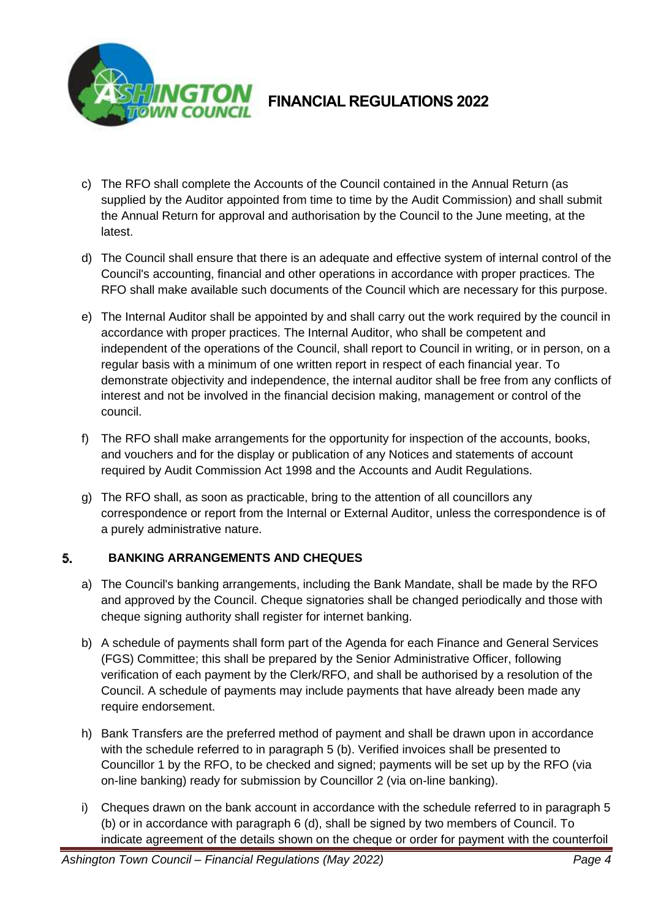c) The RFO shall complete the Accounts of the Council contained in the Annual Return (as supplied by the Auditor appointed from time to time by the Audit Commission) and shall submit the Annual Return for approval and authorisation by the Council to the June meeting, at the latest.

d) The Council shall ensure that there is an adequate and effective system of internal control of the Council's accounting, financial and other operations in accordance with proper practices. The RFO shall make available such documents of the Council which are necessary for this purpose.

e) The Internal Auditor shall be appointed by and shall carry out the work required by the council in accordance with proper practices. The Internal Auditor, who shall be competent and independent of the operations of the Council, shall report to Council in writing, or in person, on a regular basis with a minimum of one written report in respect of each financial year. To demonstrate objectivity and independence, the internal auditor shall be free from any conflicts of interest and not be involved in the financial decision making, management or control of the council.

f) The RFO shall make arrangements for the opportunity for inspection of the accounts, books, and vouchers and for the display or publication of any Notices and statements of account required by Audit Commission Act 1998 and the Accounts and Audit Regulations.

g) The RFO shall, as soon as practicable, bring to the attention of all councillors any correspondence or report from the Internal or External Auditor, unless the correspondence is of a purely administrative nature.

## 5. BANKING ARRANGEMENTS AND CHEQUES

a) The Council's banking arrangements, including the Bank Mandate, shall be made by the RFO and approved by the Council. Cheque signatories shall be changed periodically and those with cheque signing authority shall register for internet banking.

b) A schedule of payments shall form part of the Agenda for each Finance and General Services (FGS) Committee; this shall be prepared by the Senior Administrative Officer, following verification of each payment by the Clerk/RFO, and shall be authorised by a resolution of the Council. A schedule of payments may include payments that have already been made any require endorsement.

h) Bank Transfers are the preferred method of payment and shall be drawn upon in accordance with the schedule referred to in paragraph 5 (b). Verified invoices shall be presented to Councillor 1 by the RFO, to be checked and signed; payments will be set up by the RFO (via on-line banking) ready for submission by Councillor 2 (via on-line banking).

i) Cheques drawn on the bank account in accordance with the schedule referred to in paragraph 5 (b) or in accordance with paragraph 6 (d), shall be signed by two members of Council. To indicate agreement of the details shown on the cheque or order for payment with the counterfoil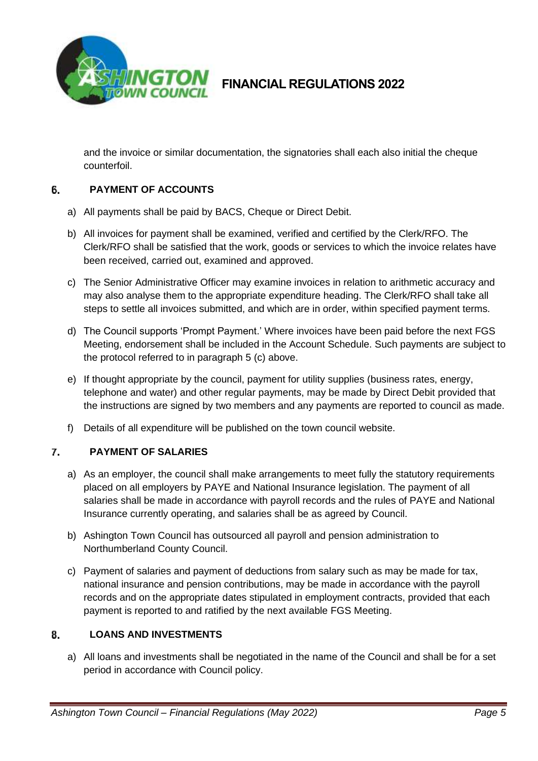and the invoice or similar documentation, the signatories shall each also initial the cheque counterfoil.

## 6. PAYMENT OF ACCOUNTS

a) All payments shall be paid by BACS, Cheque or Direct Debit.

b) All invoices for payment shall be examined, verified and certified by the Clerk/RFO. The Clerk/RFO shall be satisfied that the work, goods or services to which the invoice relates have been received, carried out, examined and approved.

c) The Senior Administrative Officer may examine invoices in relation to arithmetic accuracy and may also analyse them to the appropriate expenditure heading. The Clerk/RFO shall take all steps to settle all invoices submitted, and which are in order, within specified payment terms.

d) The Council supports 'Prompt Payment.' Where invoices have been paid before the next FGS Meeting, endorsement shall be included in the Account Schedule. Such payments are subject to the protocol referred to in paragraph 5 (c) above.

e) If thought appropriate by the council, payment for utility supplies (business rates, energy, telephone and water) and other regular payments, may be made by Direct Debit provided that the instructions are signed by two members and any payments are reported to council as made.

f) Details of all expenditure will be published on the town council website.

## 7. PAYMENT OF SALARIES

a) As an employer, the council shall make arrangements to meet fully the statutory requirements placed on all employers by PAYE and National Insurance legislation. The payment of all salaries shall be made in accordance with payroll records and the rules of PAYE and National Insurance currently operating, and salaries shall be as agreed by Council.

b) Ashington Town Council has outsourced all payroll and pension administration to Northumberland County Council.

c) Payment of salaries and payment of deductions from salary such as may be made for tax, national insurance and pension contributions, may be made in accordance with the payroll records and on the appropriate dates stipulated in employment contracts, provided that each payment is reported to and ratified by the next available FGS Meeting.

## 8. LOANS AND INVESTMENTS

a) All loans and investments shall be negotiated in the name of the Council and shall be for a set period in accordance with Council policy.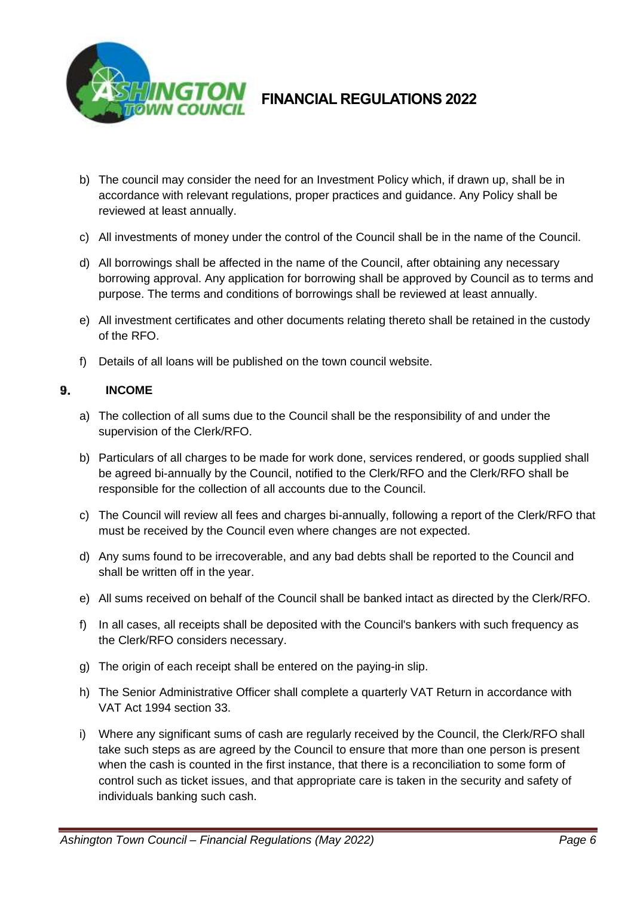b) The council may consider the need for an Investment Policy which, if drawn up, shall be in accordance with relevant regulations, proper practices and guidance. Any Policy shall be reviewed at least annually.

c) All investments of money under the control of the Council shall be in the name of the Council.

d) All borrowings shall be affected in the name of the Council, after obtaining any necessary borrowing approval. Any application for borrowing shall be approved by Council as to terms and purpose. The terms and conditions of borrowings shall be reviewed at least annually.

e) All investment certificates and other documents relating thereto shall be retained in the custody of the RFO.

f) Details of all loans will be published on the town council website.

## 9. INCOME

a) The collection of all sums due to the Council shall be the responsibility of and under the supervision of the Clerk/RFO.

b) Particulars of all charges to be made for work done, services rendered, or goods supplied shall be agreed bi-annually by the Council, notified to the Clerk/RFO and the Clerk/RFO shall be responsible for the collection of all accounts due to the Council.

c) The Council will review all fees and charges bi-annually, following a report of the Clerk/RFO that must be received by the Council even where changes are not expected.

d) Any sums found to be irrecoverable, and any bad debts shall be reported to the Council and shall be written off in the year.

e) All sums received on behalf of the Council shall be banked intact as directed by the Clerk/RFO.

f) In all cases, all receipts shall be deposited with the Council's bankers with such frequency as the Clerk/RFO considers necessary.

g) The origin of each receipt shall be entered on the paying-in slip.

h) The Senior Administrative Officer shall complete a quarterly VAT Return in accordance with VAT Act 1994 section 33.

i) Where any significant sums of cash are regularly received by the Council, the Clerk/RFO shall take such steps as are agreed by the Council to ensure that more than one person is present when the cash is counted in the first instance, that there is a reconciliation to some form of control such as ticket issues, and that appropriate care is taken in the security and safety of individuals banking such cash.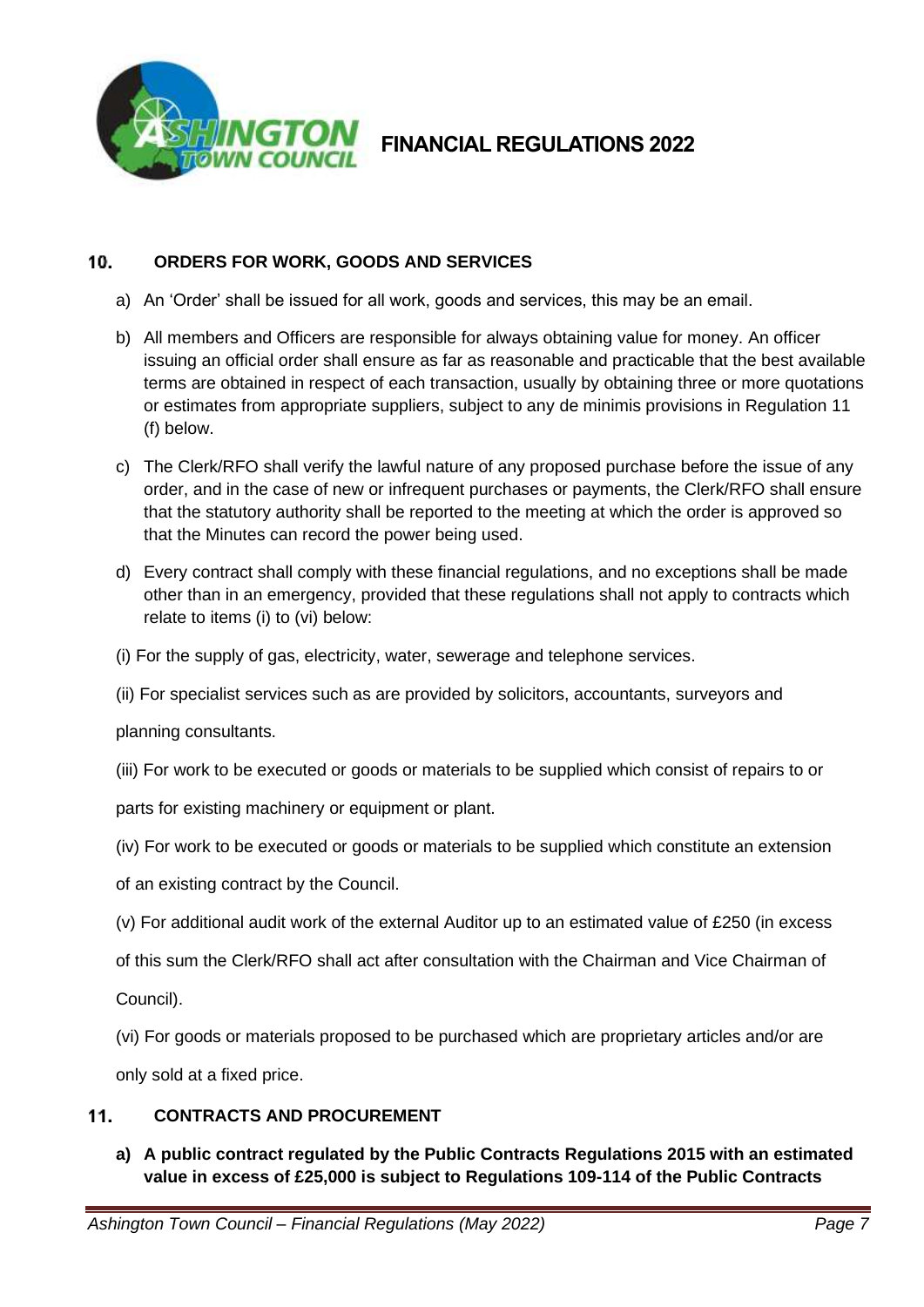## 10. ORDERS FOR WORK, GOODS AND SERVICES

a) An 'Order' shall be issued for all work, goods and services, this may be an email.

b) All members and Officers are responsible for always obtaining value for money. An officer issuing an official order shall ensure as far as reasonable and practicable that the best available terms are obtained in respect of each transaction, usually by obtaining three or more quotations or estimates from appropriate suppliers, subject to any de minimis provisions in Regulation 11 (f) below.

c) The Clerk/RFO shall verify the lawful nature of any proposed purchase before the issue of any order, and in the case of new or infrequent purchases or payments, the Clerk/RFO shall ensure that the statutory authority shall be reported to the meeting at which the order is approved so that the Minutes can record the power being used.

d) Every contract shall comply with these financial regulations, and no exceptions shall be made other than in an emergency, provided that these regulations shall not apply to contracts which relate to items (i) to (vi) below:

(i) For the supply of gas, electricity, water, sewerage and telephone services.

(ii) For specialist services such as are provided by solicitors, accountants, surveyors and planning consultants.

(iii) For work to be executed or goods or materials to be supplied which consist of repairs to or parts for existing machinery or equipment or plant.

(iv) For work to be executed or goods or materials to be supplied which constitute an extension of an existing contract by the Council.

(v) For additional audit work of the external Auditor up to an estimated value of £250 (in excess of this sum the Clerk/RFO shall act after consultation with the Chairman and Vice Chairman of Council).

(vi) For goods or materials proposed to be purchased which are proprietary articles and/or are only sold at a fixed price.

## 11. CONTRACTS AND PROCUREMENT

**a) A public contract regulated by the Public Contracts Regulations 2015 with an estimated value in excess of £25,000 is subject to Regulations 109-114 of the Public Contracts**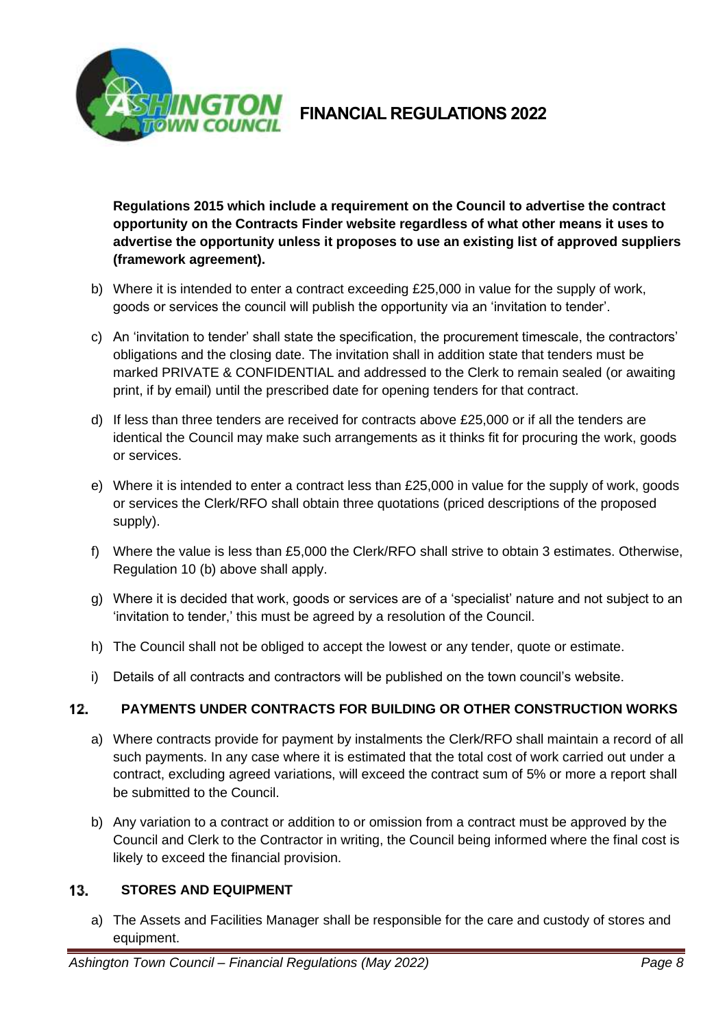**Regulations 2015 which include a requirement on the Council to advertise the contract opportunity on the Contracts Finder website regardless of what other means it uses to advertise the opportunity unless it proposes to use an existing list of approved suppliers (framework agreement).**

b) Where it is intended to enter a contract exceeding £25,000 in value for the supply of work, goods or services the council will publish the opportunity via an 'invitation to tender'.

c) An 'invitation to tender' shall state the specification, the procurement timescale, the contractors' obligations and the closing date. The invitation shall in addition state that tenders must be marked PRIVATE & CONFIDENTIAL and addressed to the Clerk to remain sealed (or awaiting print, if by email) until the prescribed date for opening tenders for that contract.

d) If less than three tenders are received for contracts above £25,000 or if all the tenders are identical the Council may make such arrangements as it thinks fit for procuring the work, goods or services.

e) Where it is intended to enter a contract less than £25,000 in value for the supply of work, goods or services the Clerk/RFO shall obtain three quotations (priced descriptions of the proposed supply).

f) Where the value is less than £5,000 the Clerk/RFO shall strive to obtain 3 estimates. Otherwise, Regulation 10 (b) above shall apply.

g) Where it is decided that work, goods or services are of a 'specialist' nature and not subject to an 'invitation to tender,' this must be agreed by a resolution of the Council.

h) The Council shall not be obliged to accept the lowest or any tender, quote or estimate.

i) Details of all contracts and contractors will be published on the town council's website.

## 12. PAYMENTS UNDER CONTRACTS FOR BUILDING OR OTHER CONSTRUCTION WORKS

a) Where contracts provide for payment by instalments the Clerk/RFO shall maintain a record of all such payments. In any case where it is estimated that the total cost of work carried out under a contract, excluding agreed variations, will exceed the contract sum of 5% or more a report shall be submitted to the Council.

b) Any variation to a contract or addition to or omission from a contract must be approved by the Council and Clerk to the Contractor in writing, the Council being informed where the final cost is likely to exceed the financial provision.

## 13. STORES AND EQUIPMENT

a) The Assets and Facilities Manager shall be responsible for the care and custody of stores and equipment.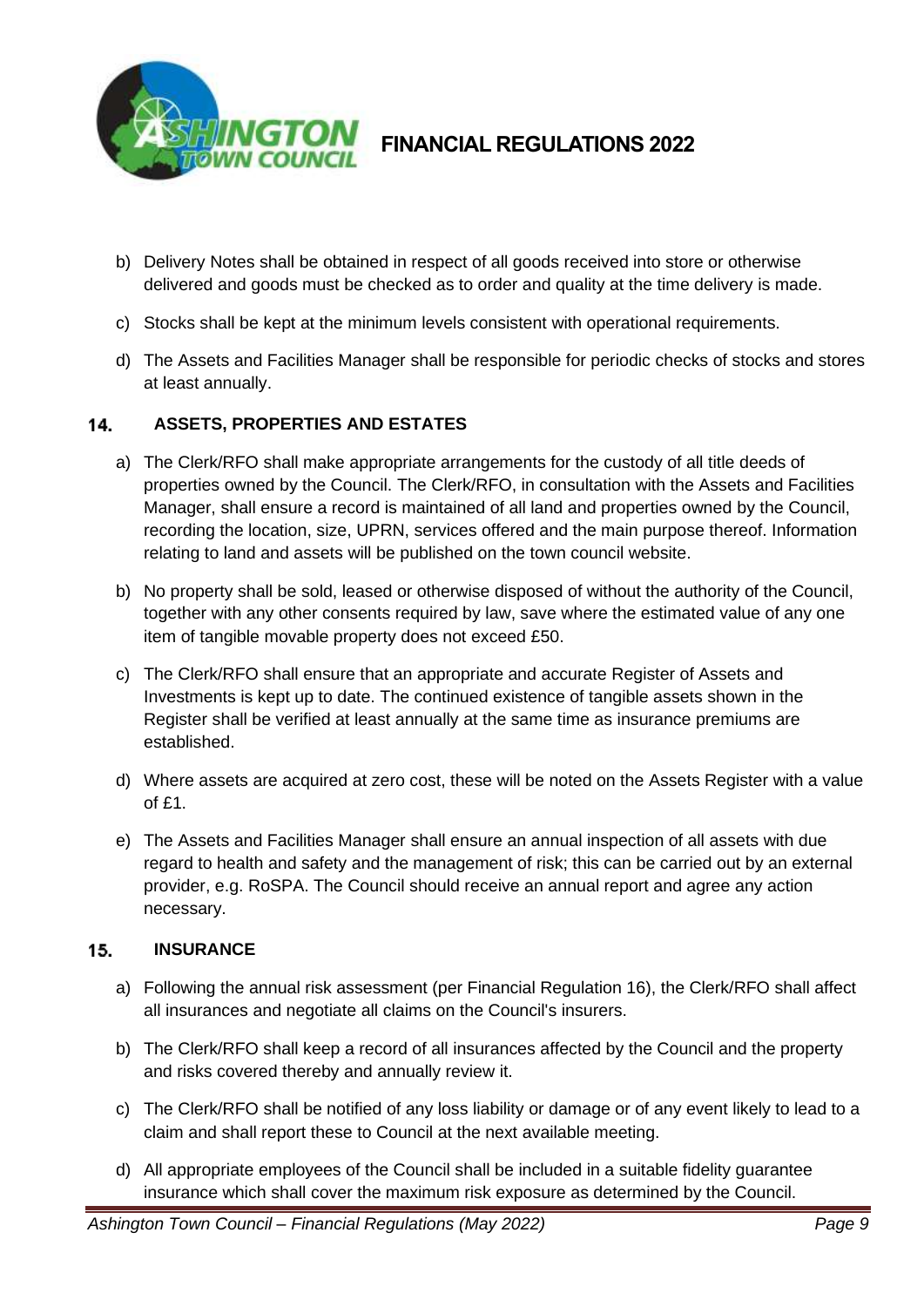b) Delivery Notes shall be obtained in respect of all goods received into store or otherwise delivered and goods must be checked as to order and quality at the time delivery is made.

c) Stocks shall be kept at the minimum levels consistent with operational requirements.

d) The Assets and Facilities Manager shall be responsible for periodic checks of stocks and stores at least annually.

## 14. ASSETS, PROPERTIES AND ESTATES

a) The Clerk/RFO shall make appropriate arrangements for the custody of all title deeds of properties owned by the Council. The Clerk/RFO, in consultation with the Assets and Facilities Manager, shall ensure a record is maintained of all land and properties owned by the Council, recording the location, size, UPRN, services offered and the main purpose thereof. Information relating to land and assets will be published on the town council website.

b) No property shall be sold, leased or otherwise disposed of without the authority of the Council, together with any other consents required by law, save where the estimated value of any one item of tangible movable property does not exceed £50.

c) The Clerk/RFO shall ensure that an appropriate and accurate Register of Assets and Investments is kept up to date. The continued existence of tangible assets shown in the Register shall be verified at least annually at the same time as insurance premiums are established.

d) Where assets are acquired at zero cost, these will be noted on the Assets Register with a value of £1.

e) The Assets and Facilities Manager shall ensure an annual inspection of all assets with due regard to health and safety and the management of risk; this can be carried out by an external provider, e.g. RoSPA. The Council should receive an annual report and agree any action necessary.

## 15. INSURANCE

a) Following the annual risk assessment (per Financial Regulation 16), the Clerk/RFO shall affect all insurances and negotiate all claims on the Council's insurers.

b) The Clerk/RFO shall keep a record of all insurances affected by the Council and the property and risks covered thereby and annually review it.

c) The Clerk/RFO shall be notified of any loss liability or damage or of any event likely to lead to a claim and shall report these to Council at the next available meeting.

d) All appropriate employees of the Council shall be included in a suitable fidelity guarantee insurance which shall cover the maximum risk exposure as determined by the Council.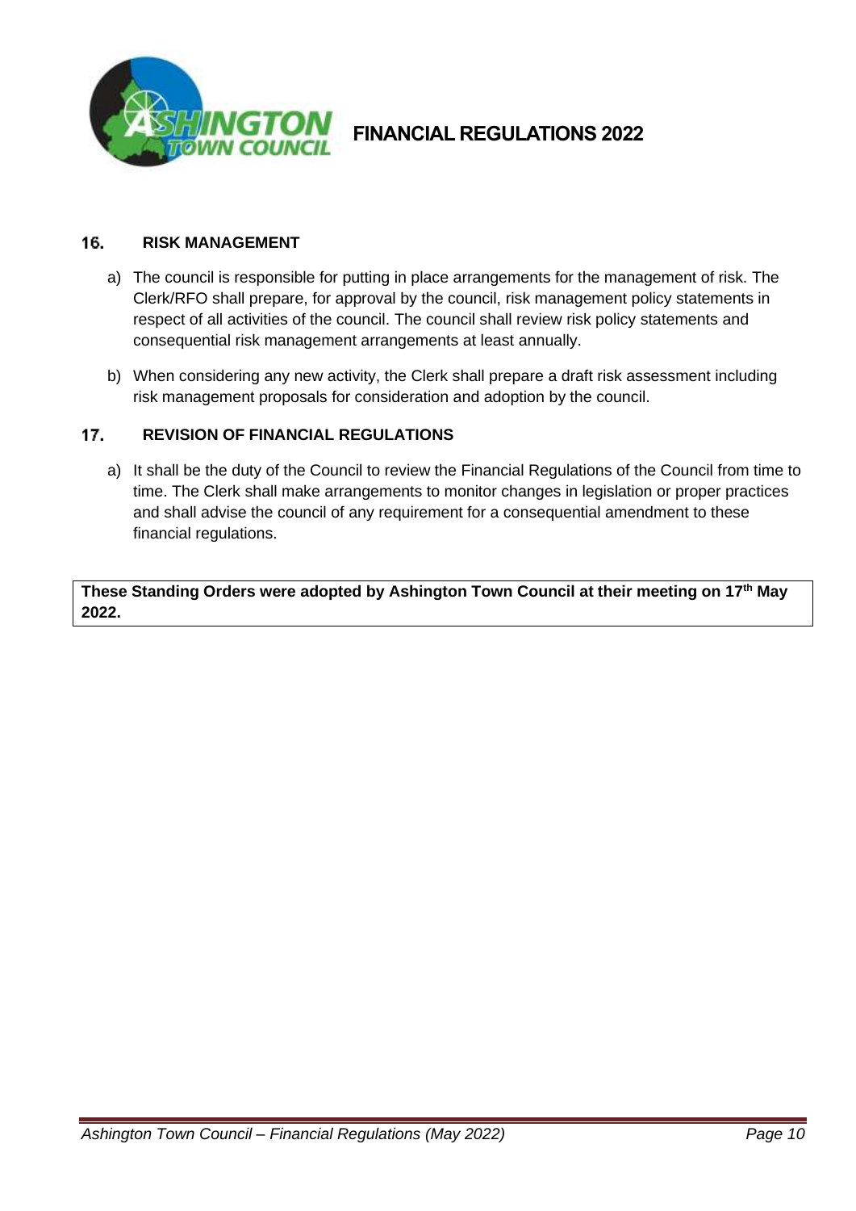## 16. RISK MANAGEMENT

a) The council is responsible for putting in place arrangements for the management of risk. The Clerk/RFO shall prepare, for approval by the council, risk management policy statements in respect of all activities of the council. The council shall review risk policy statements and consequential risk management arrangements at least annually.

b) When considering any new activity, the Clerk shall prepare a draft risk assessment including risk management proposals for consideration and adoption by the council.

## 17. REVISION OF FINANCIAL REGULATIONS

a) It shall be the duty of the Council to review the Financial Regulations of the Council from time to time. The Clerk shall make arrangements to monitor changes in legislation or proper practices and shall advise the council of any requirement for a consequential amendment to these financial regulations.

**These Standing Orders were adopted by Ashington Town Council at their meeting on 17th May 2022.**